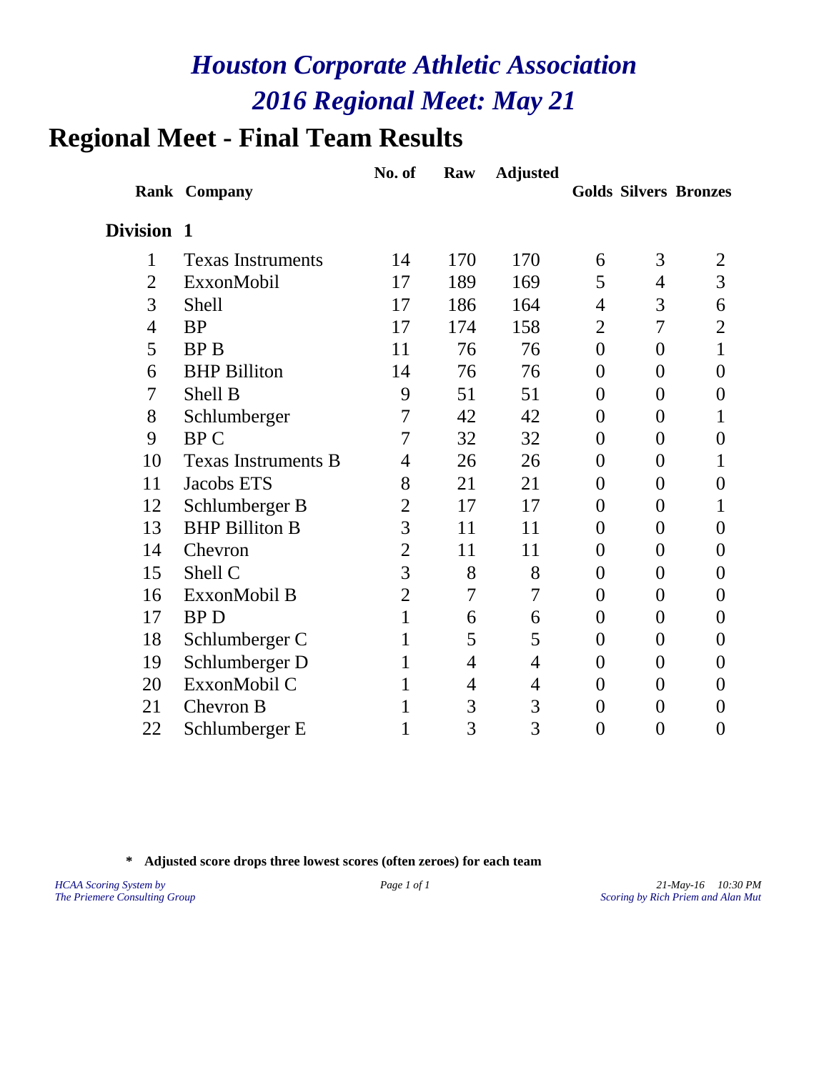# *Houston Corporate Athletic Association*
# *2016 Regional Meet: May 21*

## Regional Meet - Final Team Results

| Rank | Company | No. of | Raw | Adjusted | Golds | Silvers | Bronzes |
|---|---|---|---|---|---|---|---|
| **Division 1** | | | | | | | |
| 1 | Texas Instruments | 14 | 170 | 170 | 6 | 3 | 2 |
| 2 | ExxonMobil | 17 | 189 | 169 | 5 | 4 | 3 |
| 3 | Shell | 17 | 186 | 164 | 4 | 3 | 6 |
| 4 | BP | 17 | 174 | 158 | 2 | 7 | 2 |
| 5 | BP B | 11 | 76 | 76 | 0 | 0 | 1 |
| 6 | BHP Billiton | 14 | 76 | 76 | 0 | 0 | 0 |
| 7 | Shell B | 9 | 51 | 51 | 0 | 0 | 0 |
| 8 | Schlumberger | 7 | 42 | 42 | 0 | 0 | 1 |
| 9 | BP C | 7 | 32 | 32 | 0 | 0 | 0 |
| 10 | Texas Instruments B | 4 | 26 | 26 | 0 | 0 | 1 |
| 11 | Jacobs ETS | 8 | 21 | 21 | 0 | 0 | 0 |
| 12 | Schlumberger B | 2 | 17 | 17 | 0 | 0 | 1 |
| 13 | BHP Billiton B | 3 | 11 | 11 | 0 | 0 | 0 |
| 14 | Chevron | 2 | 11 | 11 | 0 | 0 | 0 |
| 15 | Shell C | 3 | 8 | 8 | 0 | 0 | 0 |
| 16 | ExxonMobil B | 2 | 7 | 7 | 0 | 0 | 0 |
| 17 | BP D | 1 | 6 | 6 | 0 | 0 | 0 |
| 18 | Schlumberger C | 1 | 5 | 5 | 0 | 0 | 0 |
| 19 | Schlumberger D | 1 | 4 | 4 | 0 | 0 | 0 |
| 20 | ExxonMobil C | 1 | 4 | 4 | 0 | 0 | 0 |
| 21 | Chevron B | 1 | 3 | 3 | 0 | 0 | 0 |
| 22 | Schlumberger E | 1 | 3 | 3 | 0 | 0 | 0 |

**\* Adjusted score drops three lowest scores (often zeroes) for each team**

*HCAA Scoring System by*
*The Priemere Consulting Group*

*21-May-16 10:30 PM*
*Scoring by Rich Priem and Alan Mut*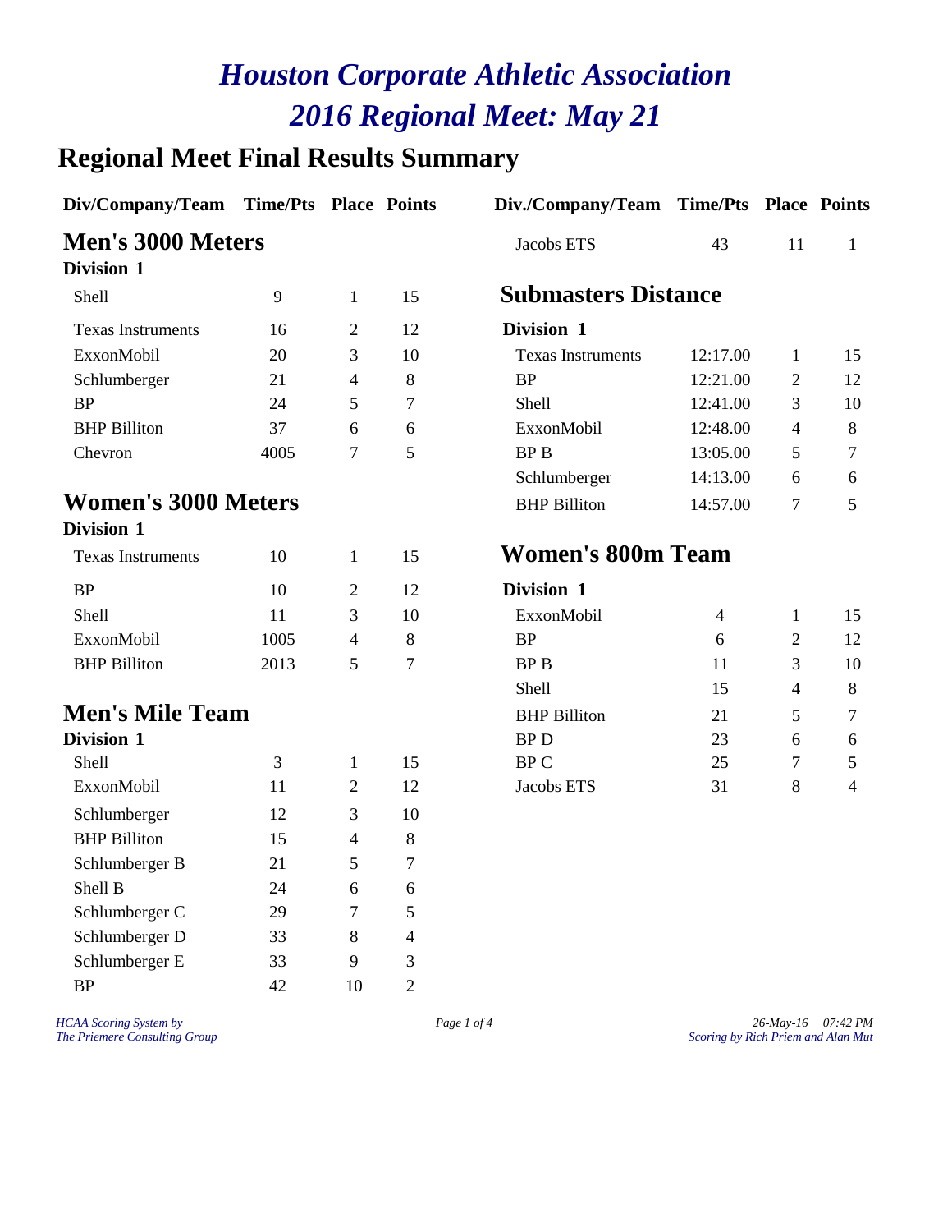# Houston Corporate Athletic Association

# 2016 Regional Meet: May 21

## Regional Meet Final Results Summary

### Men's 3000 Meters

**Division 1**

| Div/Company/Team | Time/Pts | Place | Points |
|---|---|---|---|
| Shell | 9 | 1 | 15 |
| Texas Instruments | 16 | 2 | 12 |
| ExxonMobil | 20 | 3 | 10 |
| Schlumberger | 21 | 4 | 8 |
| BP | 24 | 5 | 7 |
| BHP Billiton | 37 | 6 | 6 |
| Chevron | 4005 | 7 | 5 |

### Women's 3000 Meters

**Division 1**

| Div/Company/Team | Time/Pts | Place | Points |
|---|---|---|---|
| Texas Instruments | 10 | 1 | 15 |
| BP | 10 | 2 | 12 |
| Shell | 11 | 3 | 10 |
| ExxonMobil | 1005 | 4 | 8 |
| BHP Billiton | 2013 | 5 | 7 |

### Men's Mile Team

**Division 1**

| Div/Company/Team | Time/Pts | Place | Points |
|---|---|---|---|
| Shell | 3 | 1 | 15 |
| ExxonMobil | 11 | 2 | 12 |
| Schlumberger | 12 | 3 | 10 |
| BHP Billiton | 15 | 4 | 8 |
| Schlumberger B | 21 | 5 | 7 |
| Shell B | 24 | 6 | 6 |
| Schlumberger C | 29 | 7 | 5 |
| Schlumberger D | 33 | 8 | 4 |
| Schlumberger E | 33 | 9 | 3 |
| BP | 42 | 10 | 2 |
| Jacobs ETS | 43 | 11 | 1 |

### Submasters Distance

**Division 1**

| Div./Company/Team | Time/Pts | Place | Points |
|---|---|---|---|
| Texas Instruments | 12:17.00 | 1 | 15 |
| BP | 12:21.00 | 2 | 12 |
| Shell | 12:41.00 | 3 | 10 |
| ExxonMobil | 12:48.00 | 4 | 8 |
| BP B | 13:05.00 | 5 | 7 |
| Schlumberger | 14:13.00 | 6 | 6 |
| BHP Billiton | 14:57.00 | 7 | 5 |

### Women's 800m Team

**Division 1**

| Div./Company/Team | Time/Pts | Place | Points |
|---|---|---|---|
| ExxonMobil | 4 | 1 | 15 |
| BP | 6 | 2 | 12 |
| BP B | 11 | 3 | 10 |
| Shell | 15 | 4 | 8 |
| BHP Billiton | 21 | 5 | 7 |
| BP D | 23 | 6 | 6 |
| BP C | 25 | 7 | 5 |
| Jacobs ETS | 31 | 8 | 4 |

*HCAA Scoring System by The Priemere Consulting Group*

*26-May-16 07:42 PM*
*Scoring by Rich Priem and Alan Mut*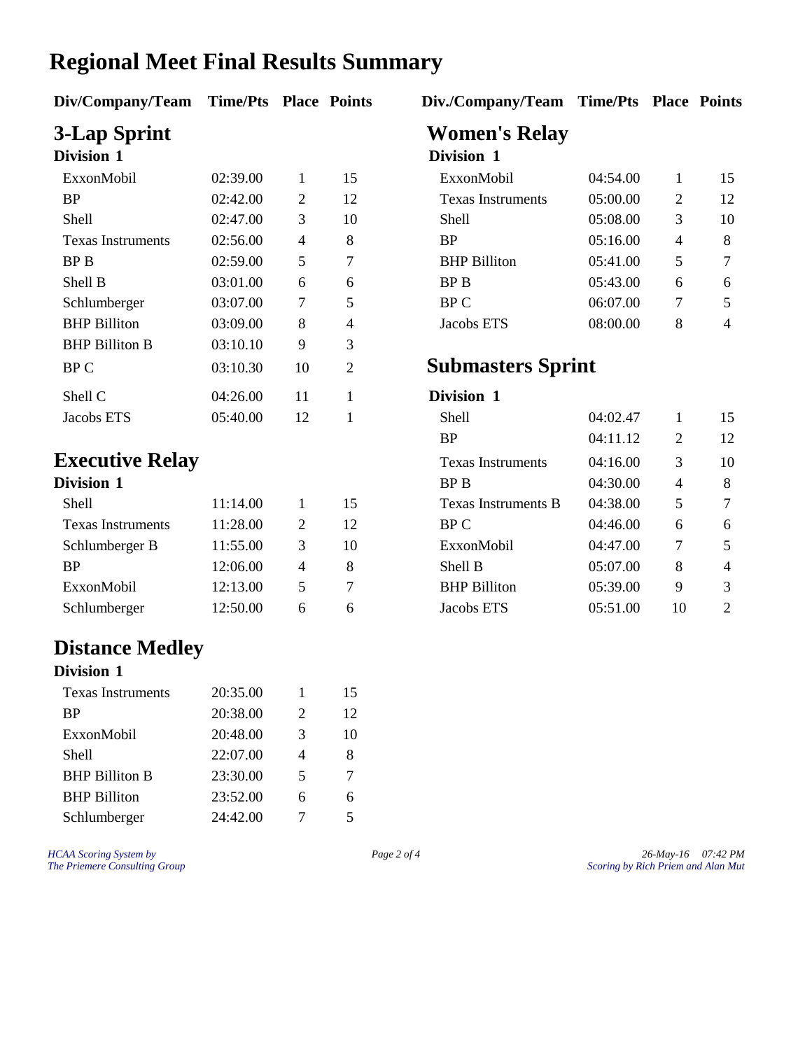# Regional Meet Final Results Summary

## 3-Lap Sprint

### Division 1

| Div/Company/Team | Time/Pts | Place | Points |
|---|---|---|---|
| ExxonMobil | 02:39.00 | 1 | 15 |
| BP | 02:42.00 | 2 | 12 |
| Shell | 02:47.00 | 3 | 10 |
| Texas Instruments | 02:56.00 | 4 | 8 |
| BP B | 02:59.00 | 5 | 7 |
| Shell B | 03:01.00 | 6 | 6 |
| Schlumberger | 03:07.00 | 7 | 5 |
| BHP Billiton | 03:09.00 | 8 | 4 |
| BHP Billiton B | 03:10.10 | 9 | 3 |
| BP C | 03:10.30 | 10 | 2 |
| Shell C | 04:26.00 | 11 | 1 |
| Jacobs ETS | 05:40.00 | 12 | 1 |

## Executive Relay

### Division 1

| Div/Company/Team | Time/Pts | Place | Points |
|---|---|---|---|
| Shell | 11:14.00 | 1 | 15 |
| Texas Instruments | 11:28.00 | 2 | 12 |
| Schlumberger B | 11:55.00 | 3 | 10 |
| BP | 12:06.00 | 4 | 8 |
| ExxonMobil | 12:13.00 | 5 | 7 |
| Schlumberger | 12:50.00 | 6 | 6 |

## Distance Medley

### Division 1

| Div/Company/Team | Time/Pts | Place | Points |
|---|---|---|---|
| Texas Instruments | 20:35.00 | 1 | 15 |
| BP | 20:38.00 | 2 | 12 |
| ExxonMobil | 20:48.00 | 3 | 10 |
| Shell | 22:07.00 | 4 | 8 |
| BHP Billiton B | 23:30.00 | 5 | 7 |
| BHP Billiton | 23:52.00 | 6 | 6 |
| Schlumberger | 24:42.00 | 7 | 5 |

## Women's Relay

### Division 1

| Div./Company/Team | Time/Pts | Place | Points |
|---|---|---|---|
| ExxonMobil | 04:54.00 | 1 | 15 |
| Texas Instruments | 05:00.00 | 2 | 12 |
| Shell | 05:08.00 | 3 | 10 |
| BP | 05:16.00 | 4 | 8 |
| BHP Billiton | 05:41.00 | 5 | 7 |
| BP B | 05:43.00 | 6 | 6 |
| BP C | 06:07.00 | 7 | 5 |
| Jacobs ETS | 08:00.00 | 8 | 4 |

## Submasters Sprint

### Division 1

| Div./Company/Team | Time/Pts | Place | Points |
|---|---|---|---|
| Shell | 04:02.47 | 1 | 15 |
| BP | 04:11.12 | 2 | 12 |
| Texas Instruments | 04:16.00 | 3 | 10 |
| BP B | 04:30.00 | 4 | 8 |
| Texas Instruments B | 04:38.00 | 5 | 7 |
| BP C | 04:46.00 | 6 | 6 |
| ExxonMobil | 04:47.00 | 7 | 5 |
| Shell B | 05:07.00 | 8 | 4 |
| BHP Billiton | 05:39.00 | 9 | 3 |
| Jacobs ETS | 05:51.00 | 10 | 2 |

*HCAA Scoring System by*
*The Priemere Consulting Group*

*26-May-16 07:42 PM*
*Scoring by Rich Priem and Alan Mut*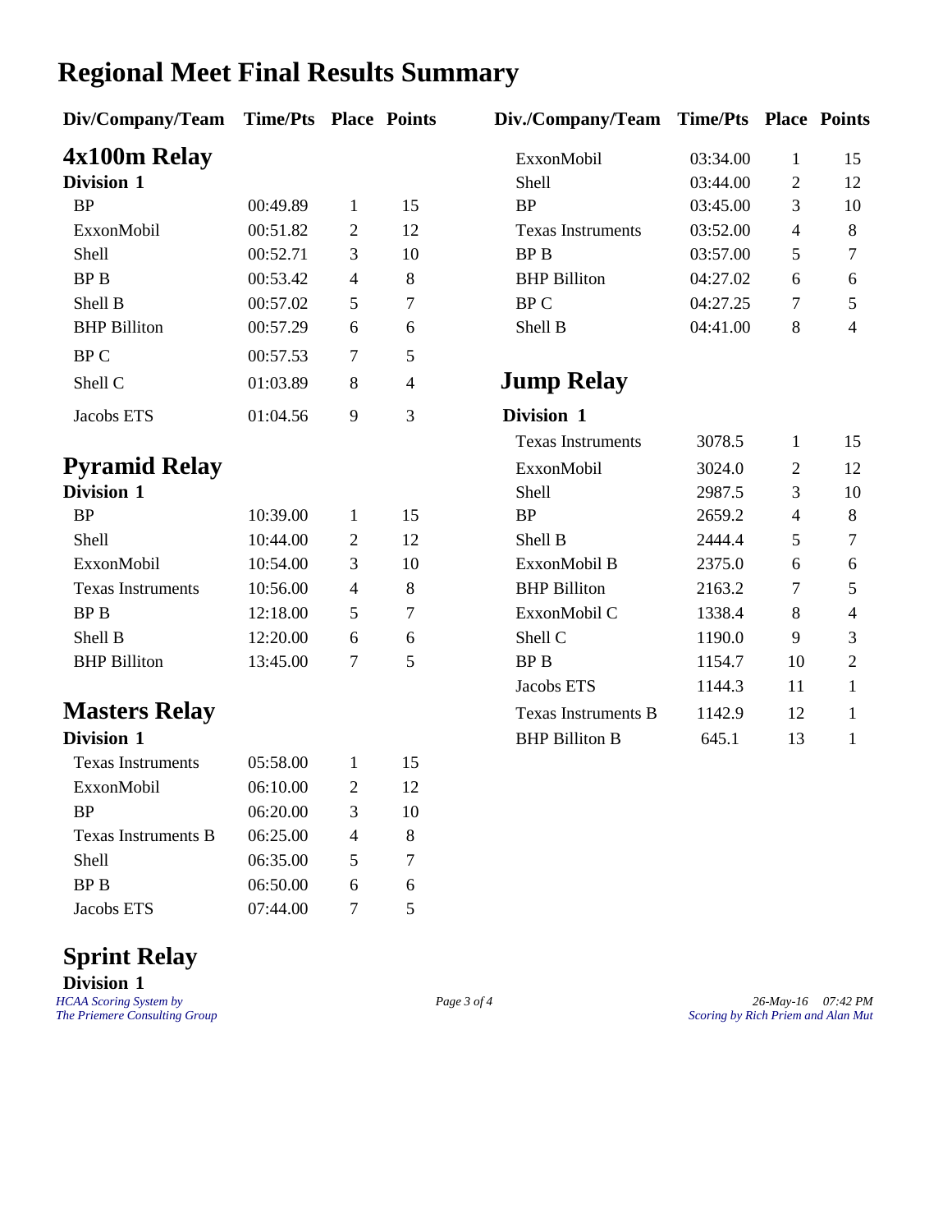# Regional Meet Final Results Summary

## 4x100m Relay

### Division 1

| Div/Company/Team | Time/Pts | Place | Points |
|---|---|---|---|
| BP | 00:49.89 | 1 | 15 |
| ExxonMobil | 00:51.82 | 2 | 12 |
| Shell | 00:52.71 | 3 | 10 |
| BP B | 00:53.42 | 4 | 8 |
| Shell B | 00:57.02 | 5 | 7 |
| BHP Billiton | 00:57.29 | 6 | 6 |
| BP C | 00:57.53 | 7 | 5 |
| Shell C | 01:03.89 | 8 | 4 |
| Jacobs ETS | 01:04.56 | 9 | 3 |

## Pyramid Relay

### Division 1

| Div/Company/Team | Time/Pts | Place | Points |
|---|---|---|---|
| BP | 10:39.00 | 1 | 15 |
| Shell | 10:44.00 | 2 | 12 |
| ExxonMobil | 10:54.00 | 3 | 10 |
| Texas Instruments | 10:56.00 | 4 | 8 |
| BP B | 12:18.00 | 5 | 7 |
| Shell B | 12:20.00 | 6 | 6 |
| BHP Billiton | 13:45.00 | 7 | 5 |

## Masters Relay

### Division 1

| Div/Company/Team | Time/Pts | Place | Points |
|---|---|---|---|
| Texas Instruments | 05:58.00 | 1 | 15 |
| ExxonMobil | 06:10.00 | 2 | 12 |
| BP | 06:20.00 | 3 | 10 |
| Texas Instruments B | 06:25.00 | 4 | 8 |
| Shell | 06:35.00 | 5 | 7 |
| BP B | 06:50.00 | 6 | 6 |
| Jacobs ETS | 07:44.00 | 7 | 5 |

## Sprint Relay

### Division 1

| Div./Company/Team | Time/Pts | Place | Points |
|---|---|---|---|
| ExxonMobil | 03:34.00 | 1 | 15 |
| Shell | 03:44.00 | 2 | 12 |
| BP | 03:45.00 | 3 | 10 |
| Texas Instruments | 03:52.00 | 4 | 8 |
| BP B | 03:57.00 | 5 | 7 |
| BHP Billiton | 04:27.02 | 6 | 6 |
| BP C | 04:27.25 | 7 | 5 |
| Shell B | 04:41.00 | 8 | 4 |

## Jump Relay

### Division 1

| Div./Company/Team | Time/Pts | Place | Points |
|---|---|---|---|
| Texas Instruments | 3078.5 | 1 | 15 |
| ExxonMobil | 3024.0 | 2 | 12 |
| Shell | 2987.5 | 3 | 10 |
| BP | 2659.2 | 4 | 8 |
| Shell B | 2444.4 | 5 | 7 |
| ExxonMobil B | 2375.0 | 6 | 6 |
| BHP Billiton | 2163.2 | 7 | 5 |
| ExxonMobil C | 1338.4 | 8 | 4 |
| Shell C | 1190.0 | 9 | 3 |
| BP B | 1154.7 | 10 | 2 |
| Jacobs ETS | 1144.3 | 11 | 1 |
| Texas Instruments B | 1142.9 | 12 | 1 |
| BHP Billiton B | 645.1 | 13 | 1 |

*HCAA Scoring System by The Priemere Consulting Group*

*26-May-16 07:42 PM*
*Scoring by Rich Priem and Alan Mut*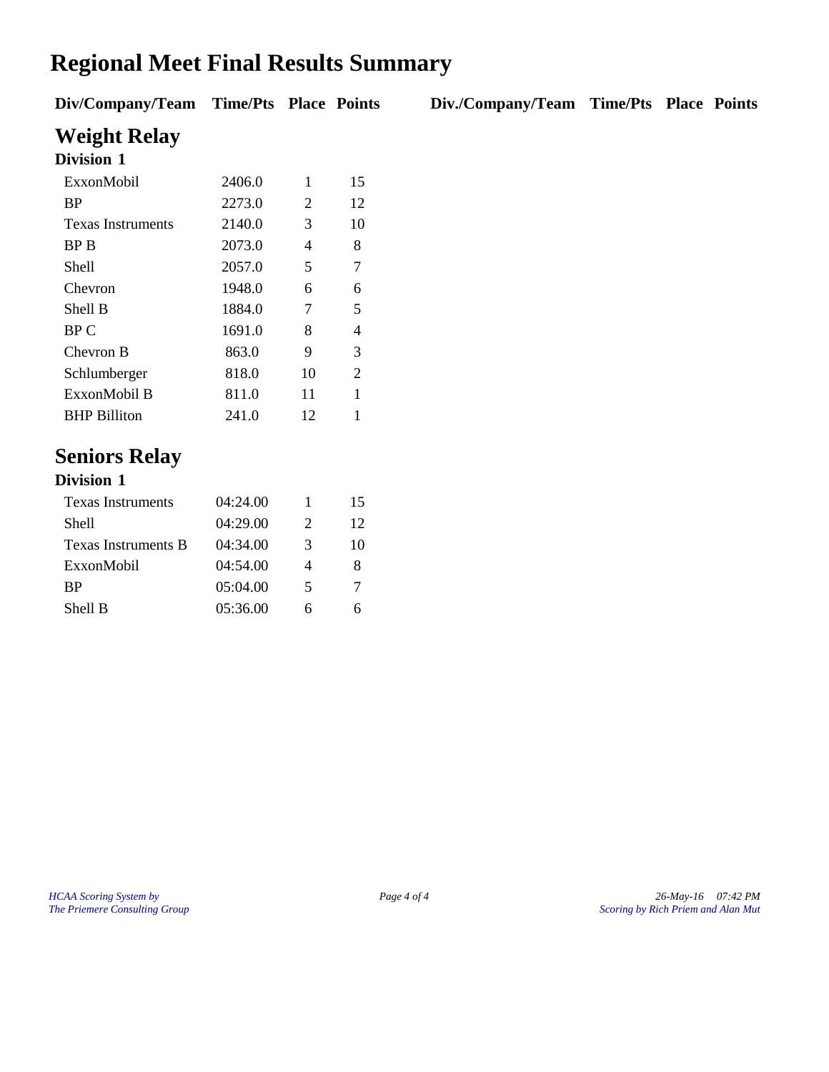# Regional Meet Final Results Summary

## Weight Relay

### Division 1

| Div/Company/Team | Time/Pts | Place | Points |
|---|---|---|---|
| ExxonMobil | 2406.0 | 1 | 15 |
| BP | 2273.0 | 2 | 12 |
| Texas Instruments | 2140.0 | 3 | 10 |
| BP B | 2073.0 | 4 | 8 |
| Shell | 2057.0 | 5 | 7 |
| Chevron | 1948.0 | 6 | 6 |
| Shell B | 1884.0 | 7 | 5 |
| BP C | 1691.0 | 8 | 4 |
| Chevron B | 863.0 | 9 | 3 |
| Schlumberger | 818.0 | 10 | 2 |
| ExxonMobil B | 811.0 | 11 | 1 |
| BHP Billiton | 241.0 | 12 | 1 |

## Seniors Relay

### Division 1

| Div/Company/Team | Time/Pts | Place | Points |
|---|---|---|---|
| Texas Instruments | 04:24.00 | 1 | 15 |
| Shell | 04:29.00 | 2 | 12 |
| Texas Instruments B | 04:34.00 | 3 | 10 |
| ExxonMobil | 04:54.00 | 4 | 8 |
| BP | 05:04.00 | 5 | 7 |
| Shell B | 05:36.00 | 6 | 6 |

*HCAA Scoring System by*
*The Priemere Consulting Group*

*26-May-16 07:42 PM*
*Scoring by Rich Priem and Alan Mut*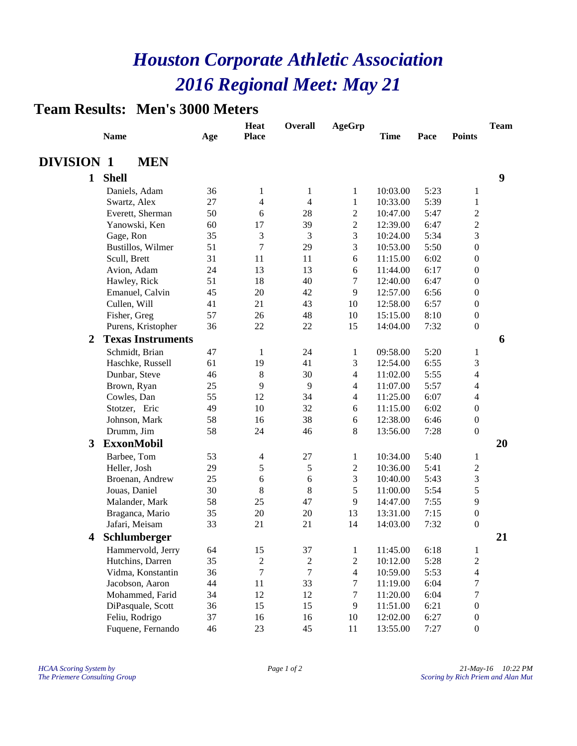# *Houston Corporate Athletic Association*
# *2016 Regional Meet: May 21*

## Team Results: Men's 3000 Meters

| | Name | Age | Heat Place | Overall | AgeGrp | Time | Pace | Points | Team |
|---|---|---|---|---|---|---|---|---|---|
| **DIVISION 1** | **MEN** | | | | | | | | |
| **1** | **Shell** | | | | | | | | **9** |
| | Daniels, Adam | 36 | 1 | 1 | 1 | 10:03.00 | 5:23 | 1 | |
| | Swartz, Alex | 27 | 4 | 4 | 1 | 10:33.00 | 5:39 | 1 | |
| | Everett, Sherman | 50 | 6 | 28 | 2 | 10:47.00 | 5:47 | 2 | |
| | Yanowski, Ken | 60 | 17 | 39 | 2 | 12:39.00 | 6:47 | 2 | |
| | Gage, Ron | 35 | 3 | 3 | 3 | 10:24.00 | 5:34 | 3 | |
| | Bustillos, Wilmer | 51 | 7 | 29 | 3 | 10:53.00 | 5:50 | 0 | |
| | Scull, Brett | 31 | 11 | 11 | 6 | 11:15.00 | 6:02 | 0 | |
| | Avion, Adam | 24 | 13 | 13 | 6 | 11:44.00 | 6:17 | 0 | |
| | Hawley, Rick | 51 | 18 | 40 | 7 | 12:40.00 | 6:47 | 0 | |
| | Emanuel, Calvin | 45 | 20 | 42 | 9 | 12:57.00 | 6:56 | 0 | |
| | Cullen, Will | 41 | 21 | 43 | 10 | 12:58.00 | 6:57 | 0 | |
| | Fisher, Greg | 57 | 26 | 48 | 10 | 15:15.00 | 8:10 | 0 | |
| | Purens, Kristopher | 36 | 22 | 22 | 15 | 14:04.00 | 7:32 | 0 | |
| **2** | **Texas Instruments** | | | | | | | | **6** |
| | Schmidt, Brian | 47 | 1 | 24 | 1 | 09:58.00 | 5:20 | 1 | |
| | Haschke, Russell | 61 | 19 | 41 | 3 | 12:54.00 | 6:55 | 3 | |
| | Dunbar, Steve | 46 | 8 | 30 | 4 | 11:02.00 | 5:55 | 4 | |
| | Brown, Ryan | 25 | 9 | 9 | 4 | 11:07.00 | 5:57 | 4 | |
| | Cowles, Dan | 55 | 12 | 34 | 4 | 11:25.00 | 6:07 | 4 | |
| | Stotzer, Eric | 49 | 10 | 32 | 6 | 11:15.00 | 6:02 | 0 | |
| | Johnson, Mark | 58 | 16 | 38 | 6 | 12:38.00 | 6:46 | 0 | |
| | Drumm, Jim | 58 | 24 | 46 | 8 | 13:56.00 | 7:28 | 0 | |
| **3** | **ExxonMobil** | | | | | | | | **20** |
| | Barbee, Tom | 53 | 4 | 27 | 1 | 10:34.00 | 5:40 | 1 | |
| | Heller, Josh | 29 | 5 | 5 | 2 | 10:36.00 | 5:41 | 2 | |
| | Broenan, Andrew | 25 | 6 | 6 | 3 | 10:40.00 | 5:43 | 3 | |
| | Jouas, Daniel | 30 | 8 | 8 | 5 | 11:00.00 | 5:54 | 5 | |
| | Malander, Mark | 58 | 25 | 47 | 9 | 14:47.00 | 7:55 | 9 | |
| | Braganca, Mario | 35 | 20 | 20 | 13 | 13:31.00 | 7:15 | 0 | |
| | Jafari, Meisam | 33 | 21 | 21 | 14 | 14:03.00 | 7:32 | 0 | |
| **4** | **Schlumberger** | | | | | | | | **21** |
| | Hammervold, Jerry | 64 | 15 | 37 | 1 | 11:45.00 | 6:18 | 1 | |
| | Hutchins, Darren | 35 | 2 | 2 | 2 | 10:12.00 | 5:28 | 2 | |
| | Vidma, Konstantin | 36 | 7 | 7 | 4 | 10:59.00 | 5:53 | 4 | |
| | Jacobson, Aaron | 44 | 11 | 33 | 7 | 11:19.00 | 6:04 | 7 | |
| | Mohammed, Farid | 34 | 12 | 12 | 7 | 11:20.00 | 6:04 | 7 | |
| | DiPasquale, Scott | 36 | 15 | 15 | 9 | 11:51.00 | 6:21 | 0 | |
| | Feliu, Rodrigo | 37 | 16 | 16 | 10 | 12:02.00 | 6:27 | 0 | |
| | Fuquene, Fernando | 46 | 23 | 45 | 11 | 13:55.00 | 7:27 | 0 | |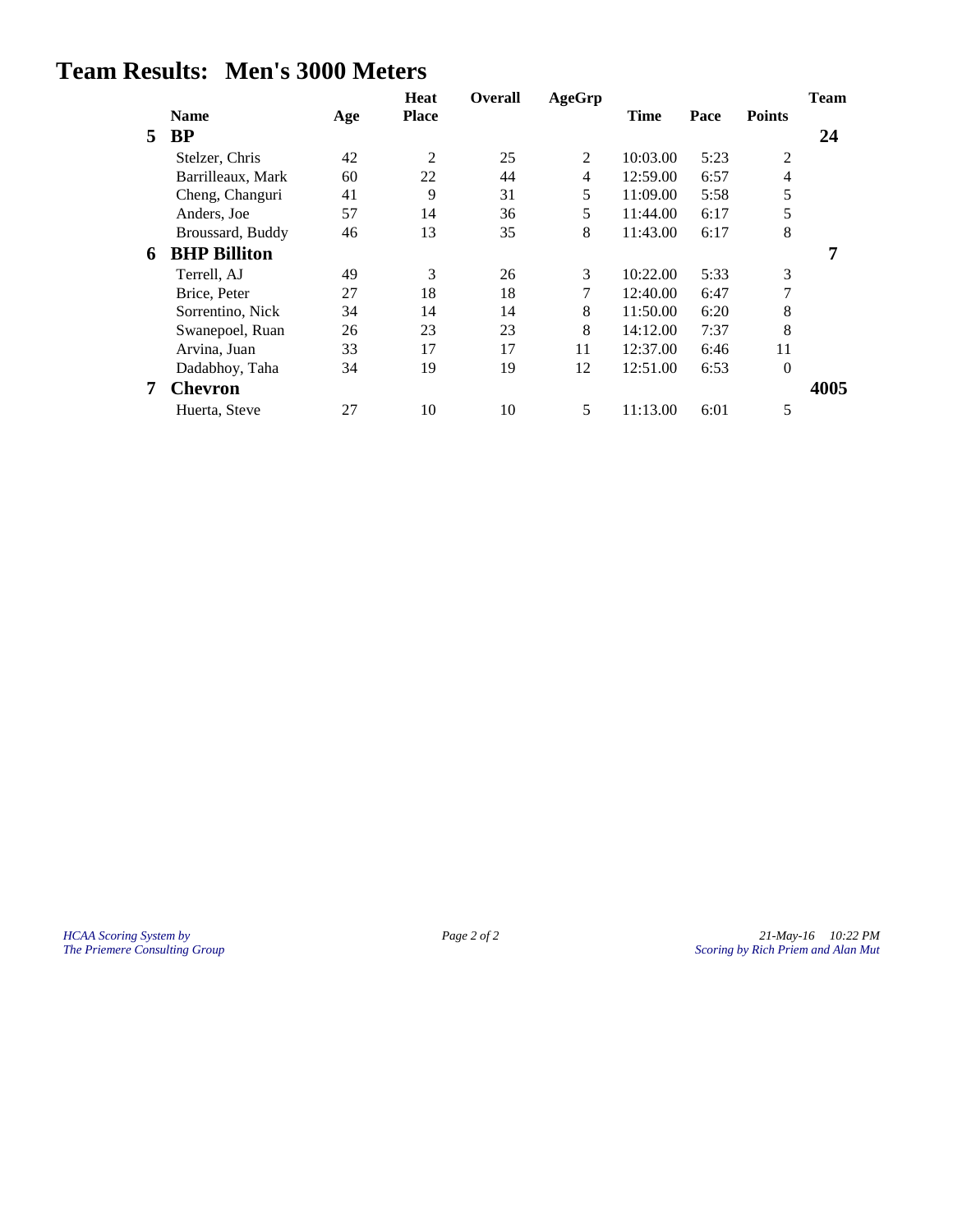# Team Results: Men's 3000 Meters

| | Name | Age | Heat Place | Overall | AgeGrp | Time | Pace | Points | Team |
|---|---|---|---|---|---|---|---|---|---|
| **5** | **BP** | | | | | | | | **24** |
| | Stelzer, Chris | 42 | 2 | 25 | 2 | 10:03.00 | 5:23 | 2 | |
| | Barrilleaux, Mark | 60 | 22 | 44 | 4 | 12:59.00 | 6:57 | 4 | |
| | Cheng, Changuri | 41 | 9 | 31 | 5 | 11:09.00 | 5:58 | 5 | |
| | Anders, Joe | 57 | 14 | 36 | 5 | 11:44.00 | 6:17 | 5 | |
| | Broussard, Buddy | 46 | 13 | 35 | 8 | 11:43.00 | 6:17 | 8 | |
| **6** | **BHP Billiton** | | | | | | | | **7** |
| | Terrell, AJ | 49 | 3 | 26 | 3 | 10:22.00 | 5:33 | 3 | |
| | Brice, Peter | 27 | 18 | 18 | 7 | 12:40.00 | 6:47 | 7 | |
| | Sorrentino, Nick | 34 | 14 | 14 | 8 | 11:50.00 | 6:20 | 8 | |
| | Swanepoel, Ruan | 26 | 23 | 23 | 8 | 14:12.00 | 7:37 | 8 | |
| | Arvina, Juan | 33 | 17 | 17 | 11 | 12:37.00 | 6:46 | 11 | |
| | Dadabhoy, Taha | 34 | 19 | 19 | 12 | 12:51.00 | 6:53 | 0 | |
| **7** | **Chevron** | | | | | | | | **4005** |
| | Huerta, Steve | 27 | 10 | 10 | 5 | 11:13.00 | 6:01 | 5 | |

*HCAA Scoring System by*
*The Priemere Consulting Group*

*21-May-16 10:22 PM*
*Scoring by Rich Priem and Alan Mut*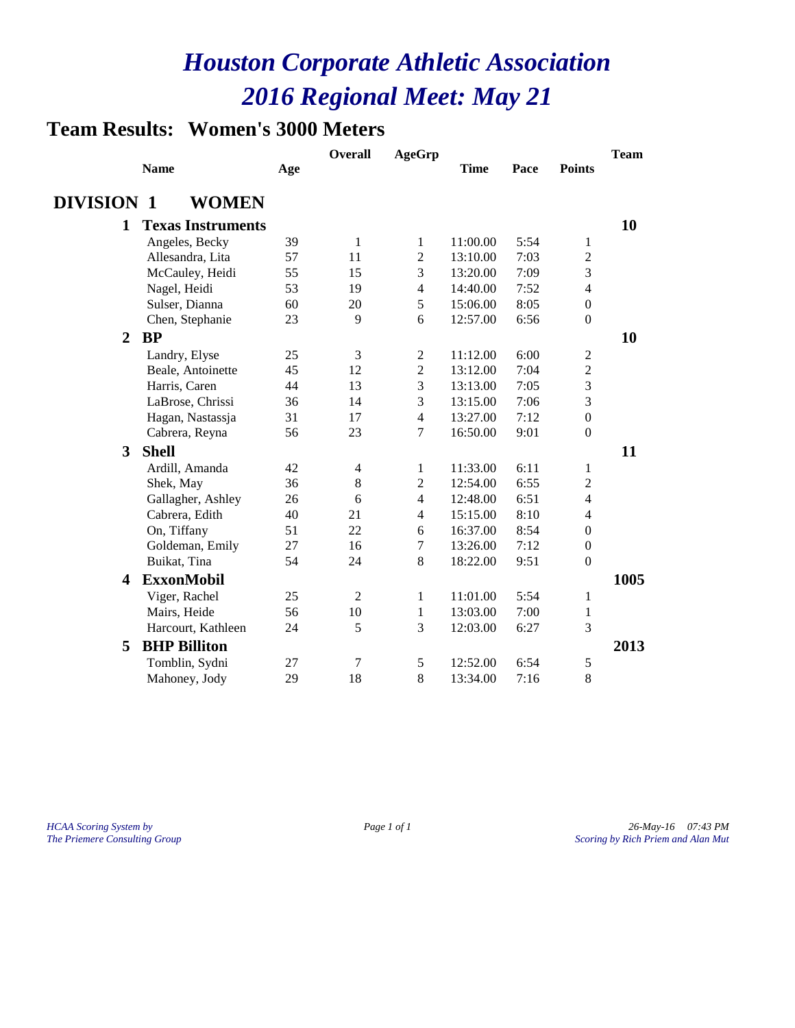# *Houston Corporate Athletic Association*
# *2016 Regional Meet: May 21*

## Team Results: Women's 3000 Meters

| | Name | Age | Overall | AgeGrp | Time | Pace | Points | Team |
|---|---|---|---|---|---|---|---|---|
| **DIVISION 1** | **WOMEN** | | | | | | | |
| **1** | **Texas Instruments** | | | | | | | **10** |
| | Angeles, Becky | 39 | 1 | 1 | 11:00.00 | 5:54 | 1 | |
| | Allesandra, Lita | 57 | 11 | 2 | 13:10.00 | 7:03 | 2 | |
| | McCauley, Heidi | 55 | 15 | 3 | 13:20.00 | 7:09 | 3 | |
| | Nagel, Heidi | 53 | 19 | 4 | 14:40.00 | 7:52 | 4 | |
| | Sulser, Dianna | 60 | 20 | 5 | 15:06.00 | 8:05 | 0 | |
| | Chen, Stephanie | 23 | 9 | 6 | 12:57.00 | 6:56 | 0 | |
| **2** | **BP** | | | | | | | **10** |
| | Landry, Elyse | 25 | 3 | 2 | 11:12.00 | 6:00 | 2 | |
| | Beale, Antoinette | 45 | 12 | 2 | 13:12.00 | 7:04 | 2 | |
| | Harris, Caren | 44 | 13 | 3 | 13:13.00 | 7:05 | 3 | |
| | LaBrose, Chrissi | 36 | 14 | 3 | 13:15.00 | 7:06 | 3 | |
| | Hagan, Nastassja | 31 | 17 | 4 | 13:27.00 | 7:12 | 0 | |
| | Cabrera, Reyna | 56 | 23 | 7 | 16:50.00 | 9:01 | 0 | |
| **3** | **Shell** | | | | | | | **11** |
| | Ardill, Amanda | 42 | 4 | 1 | 11:33.00 | 6:11 | 1 | |
| | Shek, May | 36 | 8 | 2 | 12:54.00 | 6:55 | 2 | |
| | Gallagher, Ashley | 26 | 6 | 4 | 12:48.00 | 6:51 | 4 | |
| | Cabrera, Edith | 40 | 21 | 4 | 15:15.00 | 8:10 | 4 | |
| | On, Tiffany | 51 | 22 | 6 | 16:37.00 | 8:54 | 0 | |
| | Goldeman, Emily | 27 | 16 | 7 | 13:26.00 | 7:12 | 0 | |
| | Buikat, Tina | 54 | 24 | 8 | 18:22.00 | 9:51 | 0 | |
| **4** | **ExxonMobil** | | | | | | | **1005** |
| | Viger, Rachel | 25 | 2 | 1 | 11:01.00 | 5:54 | 1 | |
| | Mairs, Heide | 56 | 10 | 1 | 13:03.00 | 7:00 | 1 | |
| | Harcourt, Kathleen | 24 | 5 | 3 | 12:03.00 | 6:27 | 3 | |
| **5** | **BHP Billiton** | | | | | | | **2013** |
| | Tomblin, Sydni | 27 | 7 | 5 | 12:52.00 | 6:54 | 5 | |
| | Mahoney, Jody | 29 | 18 | 8 | 13:34.00 | 7:16 | 8 | |

*HCAA Scoring System by*
*The Priemere Consulting Group*

*26-May-16 07:43 PM*
*Scoring by Rich Priem and Alan Mut*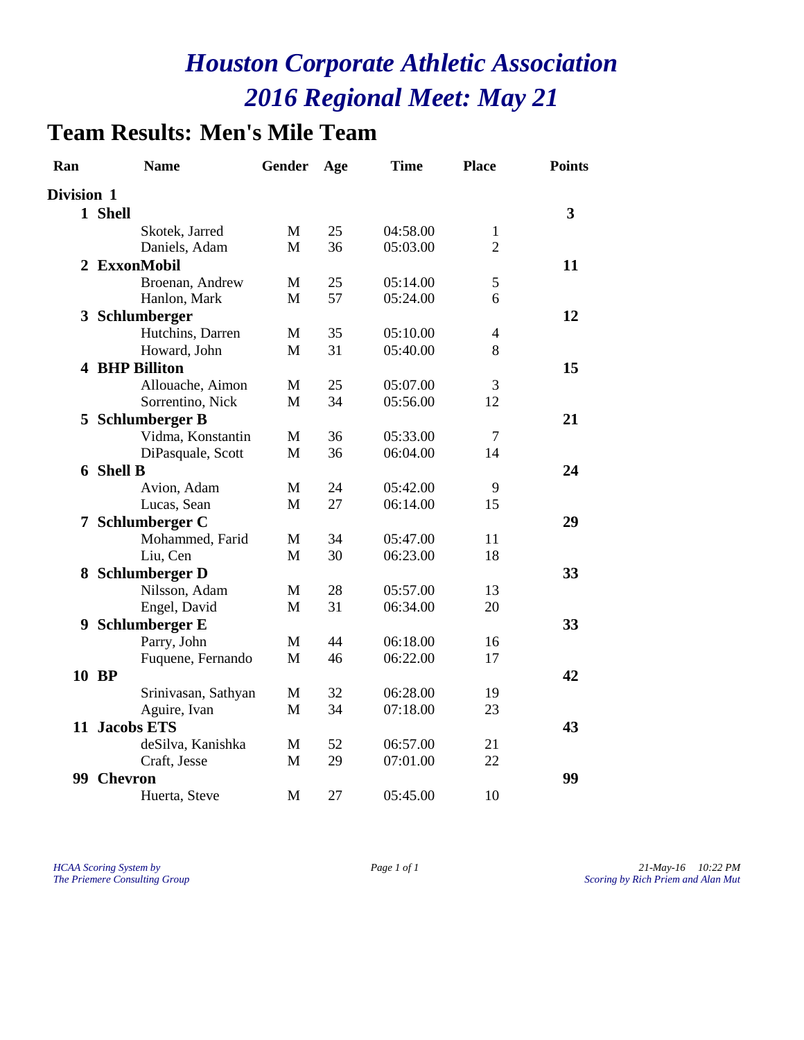# *Houston Corporate Athletic Association*
# *2016 Regional Meet: May 21*

## Team Results: Men's Mile Team

| Ran | Name | Gender | Age | Time | Place | Points |
|---|---|---|---|---|---|---|
| **Division 1** | | | | | | |
| **1** | **Shell** | | | | | **3** |
| | Skotek, Jarred | M | 25 | 04:58.00 | 1 | |
| | Daniels, Adam | M | 36 | 05:03.00 | 2 | |
| **2** | **ExxonMobil** | | | | | **11** |
| | Broenan, Andrew | M | 25 | 05:14.00 | 5 | |
| | Hanlon, Mark | M | 57 | 05:24.00 | 6 | |
| **3** | **Schlumberger** | | | | | **12** |
| | Hutchins, Darren | M | 35 | 05:10.00 | 4 | |
| | Howard, John | M | 31 | 05:40.00 | 8 | |
| **4** | **BHP Billiton** | | | | | **15** |
| | Allouache, Aimon | M | 25 | 05:07.00 | 3 | |
| | Sorrentino, Nick | M | 34 | 05:56.00 | 12 | |
| **5** | **Schlumberger B** | | | | | **21** |
| | Vidma, Konstantin | M | 36 | 05:33.00 | 7 | |
| | DiPasquale, Scott | M | 36 | 06:04.00 | 14 | |
| **6** | **Shell B** | | | | | **24** |
| | Avion, Adam | M | 24 | 05:42.00 | 9 | |
| | Lucas, Sean | M | 27 | 06:14.00 | 15 | |
| **7** | **Schlumberger C** | | | | | **29** |
| | Mohammed, Farid | M | 34 | 05:47.00 | 11 | |
| | Liu, Cen | M | 30 | 06:23.00 | 18 | |
| **8** | **Schlumberger D** | | | | | **33** |
| | Nilsson, Adam | M | 28 | 05:57.00 | 13 | |
| | Engel, David | M | 31 | 06:34.00 | 20 | |
| **9** | **Schlumberger E** | | | | | **33** |
| | Parry, John | M | 44 | 06:18.00 | 16 | |
| | Fuquene, Fernando | M | 46 | 06:22.00 | 17 | |
| **10** | **BP** | | | | | **42** |
| | Srinivasan, Sathyan | M | 32 | 06:28.00 | 19 | |
| | Aguire, Ivan | M | 34 | 07:18.00 | 23 | |
| **11** | **Jacobs ETS** | | | | | **43** |
| | deSilva, Kanishka | M | 52 | 06:57.00 | 21 | |
| | Craft, Jesse | M | 29 | 07:01.00 | 22 | |
| **99** | **Chevron** | | | | | **99** |
| | Huerta, Steve | M | 27 | 05:45.00 | 10 | |

*HCAA Scoring System by*
*The Priemere Consulting Group*

*21-May-16 10:22 PM*
*Scoring by Rich Priem and Alan Mut*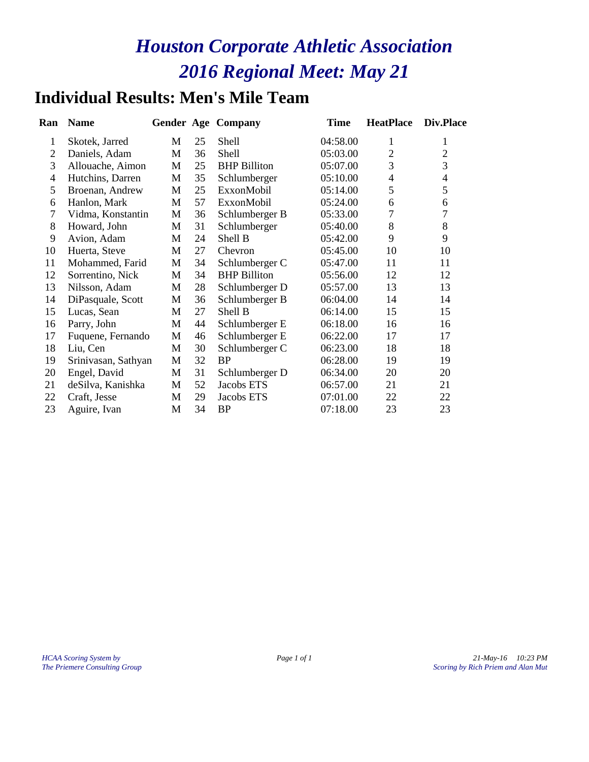# *Houston Corporate Athletic Association*
# *2016 Regional Meet: May 21*

## Individual Results: Men's Mile Team

| Ran | Name | Gender | Age | Company | Time | HeatPlace | Div.Place |
|---|---|---|---|---|---|---|---|
| 1 | Skotek, Jarred | M | 25 | Shell | 04:58.00 | 1 | 1 |
| 2 | Daniels, Adam | M | 36 | Shell | 05:03.00 | 2 | 2 |
| 3 | Allouache, Aimon | M | 25 | BHP Billiton | 05:07.00 | 3 | 3 |
| 4 | Hutchins, Darren | M | 35 | Schlumberger | 05:10.00 | 4 | 4 |
| 5 | Broenan, Andrew | M | 25 | ExxonMobil | 05:14.00 | 5 | 5 |
| 6 | Hanlon, Mark | M | 57 | ExxonMobil | 05:24.00 | 6 | 6 |
| 7 | Vidma, Konstantin | M | 36 | Schlumberger B | 05:33.00 | 7 | 7 |
| 8 | Howard, John | M | 31 | Schlumberger | 05:40.00 | 8 | 8 |
| 9 | Avion, Adam | M | 24 | Shell B | 05:42.00 | 9 | 9 |
| 10 | Huerta, Steve | M | 27 | Chevron | 05:45.00 | 10 | 10 |
| 11 | Mohammed, Farid | M | 34 | Schlumberger C | 05:47.00 | 11 | 11 |
| 12 | Sorrentino, Nick | M | 34 | BHP Billiton | 05:56.00 | 12 | 12 |
| 13 | Nilsson, Adam | M | 28 | Schlumberger D | 05:57.00 | 13 | 13 |
| 14 | DiPasquale, Scott | M | 36 | Schlumberger B | 06:04.00 | 14 | 14 |
| 15 | Lucas, Sean | M | 27 | Shell B | 06:14.00 | 15 | 15 |
| 16 | Parry, John | M | 44 | Schlumberger E | 06:18.00 | 16 | 16 |
| 17 | Fuquene, Fernando | M | 46 | Schlumberger E | 06:22.00 | 17 | 17 |
| 18 | Liu, Cen | M | 30 | Schlumberger C | 06:23.00 | 18 | 18 |
| 19 | Srinivasan, Sathyan | M | 32 | BP | 06:28.00 | 19 | 19 |
| 20 | Engel, David | M | 31 | Schlumberger D | 06:34.00 | 20 | 20 |
| 21 | deSilva, Kanishka | M | 52 | Jacobs ETS | 06:57.00 | 21 | 21 |
| 22 | Craft, Jesse | M | 29 | Jacobs ETS | 07:01.00 | 22 | 22 |
| 23 | Aguire, Ivan | M | 34 | BP | 07:18.00 | 23 | 23 |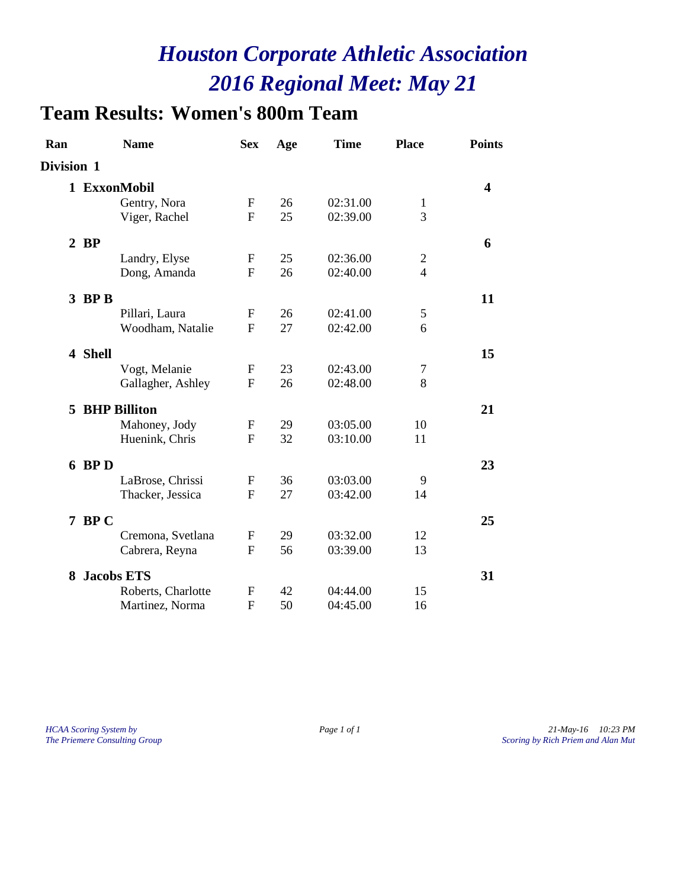# *Houston Corporate Athletic Association*
# *2016 Regional Meet: May 21*

## Team Results: Women's 800m Team

| Ran | Name | Sex | Age | Time | Place | Points |
|---|---|---|---|---|---|---|
| **Division 1** | | | | | | |
| **1** | **ExxonMobil** | | | | | **4** |
| | Gentry, Nora | F | 26 | 02:31.00 | 1 | |
| | Viger, Rachel | F | 25 | 02:39.00 | 3 | |
| **2** | **BP** | | | | | **6** |
| | Landry, Elyse | F | 25 | 02:36.00 | 2 | |
| | Dong, Amanda | F | 26 | 02:40.00 | 4 | |
| **3** | **BP B** | | | | | **11** |
| | Pillari, Laura | F | 26 | 02:41.00 | 5 | |
| | Woodham, Natalie | F | 27 | 02:42.00 | 6 | |
| **4** | **Shell** | | | | | **15** |
| | Vogt, Melanie | F | 23 | 02:43.00 | 7 | |
| | Gallagher, Ashley | F | 26 | 02:48.00 | 8 | |
| **5** | **BHP Billiton** | | | | | **21** |
| | Mahoney, Jody | F | 29 | 03:05.00 | 10 | |
| | Huenink, Chris | F | 32 | 03:10.00 | 11 | |
| **6** | **BP D** | | | | | **23** |
| | LaBrose, Chrissi | F | 36 | 03:03.00 | 9 | |
| | Thacker, Jessica | F | 27 | 03:42.00 | 14 | |
| **7** | **BP C** | | | | | **25** |
| | Cremona, Svetlana | F | 29 | 03:32.00 | 12 | |
| | Cabrera, Reyna | F | 56 | 03:39.00 | 13 | |
| **8** | **Jacobs ETS** | | | | | **31** |
| | Roberts, Charlotte | F | 42 | 04:44.00 | 15 | |
| | Martinez, Norma | F | 50 | 04:45.00 | 16 | |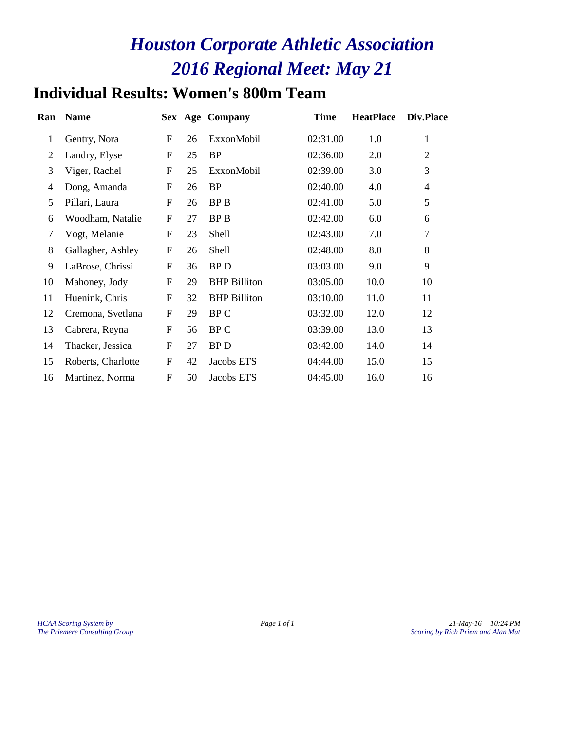# *Houston Corporate Athletic Association*
# *2016 Regional Meet: May 21*

## Individual Results: Women's 800m Team

| Ran | Name | Sex | Age | Company | Time | HeatPlace | Div.Place |
|---|---|---|---|---|---|---|---|
| 1 | Gentry, Nora | F | 26 | ExxonMobil | 02:31.00 | 1.0 | 1 |
| 2 | Landry, Elyse | F | 25 | BP | 02:36.00 | 2.0 | 2 |
| 3 | Viger, Rachel | F | 25 | ExxonMobil | 02:39.00 | 3.0 | 3 |
| 4 | Dong, Amanda | F | 26 | BP | 02:40.00 | 4.0 | 4 |
| 5 | Pillari, Laura | F | 26 | BP B | 02:41.00 | 5.0 | 5 |
| 6 | Woodham, Natalie | F | 27 | BP B | 02:42.00 | 6.0 | 6 |
| 7 | Vogt, Melanie | F | 23 | Shell | 02:43.00 | 7.0 | 7 |
| 8 | Gallagher, Ashley | F | 26 | Shell | 02:48.00 | 8.0 | 8 |
| 9 | LaBrose, Chrissi | F | 36 | BP D | 03:03.00 | 9.0 | 9 |
| 10 | Mahoney, Jody | F | 29 | BHP Billiton | 03:05.00 | 10.0 | 10 |
| 11 | Huenink, Chris | F | 32 | BHP Billiton | 03:10.00 | 11.0 | 11 |
| 12 | Cremona, Svetlana | F | 29 | BP C | 03:32.00 | 12.0 | 12 |
| 13 | Cabrera, Reyna | F | 56 | BP C | 03:39.00 | 13.0 | 13 |
| 14 | Thacker, Jessica | F | 27 | BP D | 03:42.00 | 14.0 | 14 |
| 15 | Roberts, Charlotte | F | 42 | Jacobs ETS | 04:44.00 | 15.0 | 15 |
| 16 | Martinez, Norma | F | 50 | Jacobs ETS | 04:45.00 | 16.0 | 16 |

*HCAA Scoring System by*
*The Priemere Consulting Group*

*21-May-16 10:24 PM*
*Scoring by Rich Priem and Alan Mut*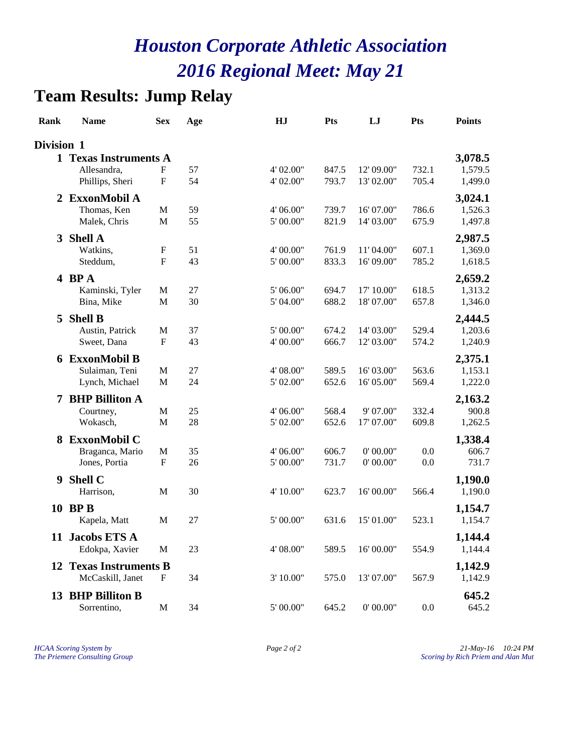# *Houston Corporate Athletic Association*
# *2016 Regional Meet: May 21*

## Team Results: Jump Relay

| Rank | Name | Sex | Age | HJ | Pts | LJ | Pts | Points |
|---|---|---|---|---|---|---|---|---|
| **Division 1** | | | | | | | | |
| **1** | **Texas Instruments A** | | | | | | | **3,078.5** |
| | Allesandra, | F | 57 | 4' 02.00" | 847.5 | 12' 09.00" | 732.1 | 1,579.5 |
| | Phillips, Sheri | F | 54 | 4' 02.00" | 793.7 | 13' 02.00" | 705.4 | 1,499.0 |
| **2** | **ExxonMobil A** | | | | | | | **3,024.1** |
| | Thomas, Ken | M | 59 | 4' 06.00" | 739.7 | 16' 07.00" | 786.6 | 1,526.3 |
| | Malek, Chris | M | 55 | 5' 00.00" | 821.9 | 14' 03.00" | 675.9 | 1,497.8 |
| **3** | **Shell A** | | | | | | | **2,987.5** |
| | Watkins, | F | 51 | 4' 00.00" | 761.9 | 11' 04.00" | 607.1 | 1,369.0 |
| | Steddum, | F | 43 | 5' 00.00" | 833.3 | 16' 09.00" | 785.2 | 1,618.5 |
| **4** | **BP A** | | | | | | | **2,659.2** |
| | Kaminski, Tyler | M | 27 | 5' 06.00" | 694.7 | 17' 10.00" | 618.5 | 1,313.2 |
| | Bina, Mike | M | 30 | 5' 04.00" | 688.2 | 18' 07.00" | 657.8 | 1,346.0 |
| **5** | **Shell B** | | | | | | | **2,444.5** |
| | Austin, Patrick | M | 37 | 5' 00.00" | 674.2 | 14' 03.00" | 529.4 | 1,203.6 |
| | Sweet, Dana | F | 43 | 4' 00.00" | 666.7 | 12' 03.00" | 574.2 | 1,240.9 |
| **6** | **ExxonMobil B** | | | | | | | **2,375.1** |
| | Sulaiman, Teni | M | 27 | 4' 08.00" | 589.5 | 16' 03.00" | 563.6 | 1,153.1 |
| | Lynch, Michael | M | 24 | 5' 02.00" | 652.6 | 16' 05.00" | 569.4 | 1,222.0 |
| **7** | **BHP Billiton A** | | | | | | | **2,163.2** |
| | Courtney, | M | 25 | 4' 06.00" | 568.4 | 9' 07.00" | 332.4 | 900.8 |
| | Wokasch, | M | 28 | 5' 02.00" | 652.6 | 17' 07.00" | 609.8 | 1,262.5 |
| **8** | **ExxonMobil C** | | | | | | | **1,338.4** |
| | Braganca, Mario | M | 35 | 4' 06.00" | 606.7 | 0' 00.00" | 0.0 | 606.7 |
| | Jones, Portia | F | 26 | 5' 00.00" | 731.7 | 0' 00.00" | 0.0 | 731.7 |
| **9** | **Shell C** | | | | | | | **1,190.0** |
| | Harrison, | M | 30 | 4' 10.00" | 623.7 | 16' 00.00" | 566.4 | 1,190.0 |
| **10** | **BP B** | | | | | | | **1,154.7** |
| | Kapela, Matt | M | 27 | 5' 00.00" | 631.6 | 15' 01.00" | 523.1 | 1,154.7 |
| **11** | **Jacobs ETS A** | | | | | | | **1,144.4** |
| | Edokpa, Xavier | M | 23 | 4' 08.00" | 589.5 | 16' 00.00" | 554.9 | 1,144.4 |
| **12** | **Texas Instruments B** | | | | | | | **1,142.9** |
| | McCaskill, Janet | F | 34 | 3' 10.00" | 575.0 | 13' 07.00" | 567.9 | 1,142.9 |
| **13** | **BHP Billiton B** | | | | | | | **645.2** |
| | Sorrentino, | M | 34 | 5' 00.00" | 645.2 | 0' 00.00" | 0.0 | 645.2 |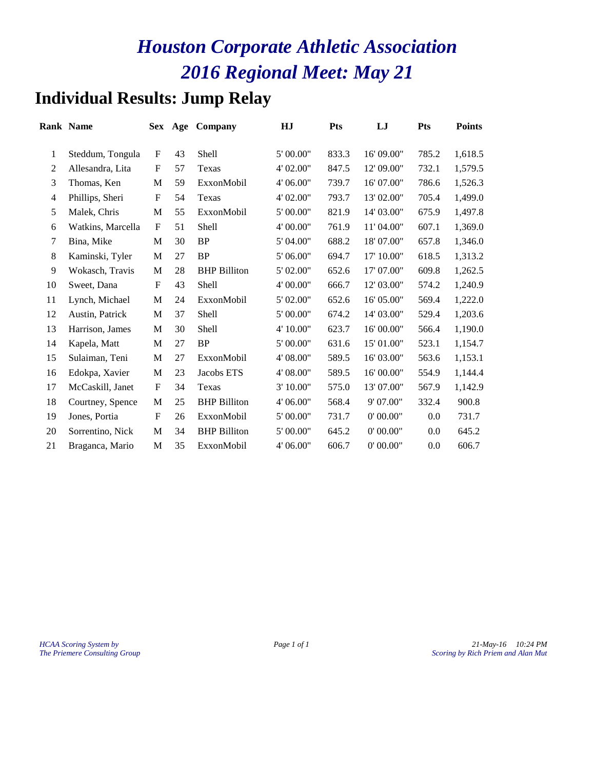# *Houston Corporate Athletic Association*
# *2016 Regional Meet: May 21*

## Individual Results: Jump Relay

| Rank | Name | Sex | Age | Company | HJ | Pts | LJ | Pts | Points |
|---|---|---|---|---|---|---|---|---|---|
| 1 | Steddum, Tongula | F | 43 | Shell | 5' 00.00" | 833.3 | 16' 09.00" | 785.2 | 1,618.5 |
| 2 | Allesandra, Lita | F | 57 | Texas | 4' 02.00" | 847.5 | 12' 09.00" | 732.1 | 1,579.5 |
| 3 | Thomas, Ken | M | 59 | ExxonMobil | 4' 06.00" | 739.7 | 16' 07.00" | 786.6 | 1,526.3 |
| 4 | Phillips, Sheri | F | 54 | Texas | 4' 02.00" | 793.7 | 13' 02.00" | 705.4 | 1,499.0 |
| 5 | Malek, Chris | M | 55 | ExxonMobil | 5' 00.00" | 821.9 | 14' 03.00" | 675.9 | 1,497.8 |
| 6 | Watkins, Marcella | F | 51 | Shell | 4' 00.00" | 761.9 | 11' 04.00" | 607.1 | 1,369.0 |
| 7 | Bina, Mike | M | 30 | BP | 5' 04.00" | 688.2 | 18' 07.00" | 657.8 | 1,346.0 |
| 8 | Kaminski, Tyler | M | 27 | BP | 5' 06.00" | 694.7 | 17' 10.00" | 618.5 | 1,313.2 |
| 9 | Wokasch, Travis | M | 28 | BHP Billiton | 5' 02.00" | 652.6 | 17' 07.00" | 609.8 | 1,262.5 |
| 10 | Sweet, Dana | F | 43 | Shell | 4' 00.00" | 666.7 | 12' 03.00" | 574.2 | 1,240.9 |
| 11 | Lynch, Michael | M | 24 | ExxonMobil | 5' 02.00" | 652.6 | 16' 05.00" | 569.4 | 1,222.0 |
| 12 | Austin, Patrick | M | 37 | Shell | 5' 00.00" | 674.2 | 14' 03.00" | 529.4 | 1,203.6 |
| 13 | Harrison, James | M | 30 | Shell | 4' 10.00" | 623.7 | 16' 00.00" | 566.4 | 1,190.0 |
| 14 | Kapela, Matt | M | 27 | BP | 5' 00.00" | 631.6 | 15' 01.00" | 523.1 | 1,154.7 |
| 15 | Sulaiman, Teni | M | 27 | ExxonMobil | 4' 08.00" | 589.5 | 16' 03.00" | 563.6 | 1,153.1 |
| 16 | Edokpa, Xavier | M | 23 | Jacobs ETS | 4' 08.00" | 589.5 | 16' 00.00" | 554.9 | 1,144.4 |
| 17 | McCaskill, Janet | F | 34 | Texas | 3' 10.00" | 575.0 | 13' 07.00" | 567.9 | 1,142.9 |
| 18 | Courtney, Spence | M | 25 | BHP Billiton | 4' 06.00" | 568.4 | 9' 07.00" | 332.4 | 900.8 |
| 19 | Jones, Portia | F | 26 | ExxonMobil | 5' 00.00" | 731.7 | 0' 00.00" | 0.0 | 731.7 |
| 20 | Sorrentino, Nick | M | 34 | BHP Billiton | 5' 00.00" | 645.2 | 0' 00.00" | 0.0 | 645.2 |
| 21 | Braganca, Mario | M | 35 | ExxonMobil | 4' 06.00" | 606.7 | 0' 00.00" | 0.0 | 606.7 |

*HCAA Scoring System by*
*The Priemere Consulting Group*

*21-May-16 10:24 PM*
*Scoring by Rich Priem and Alan Mut*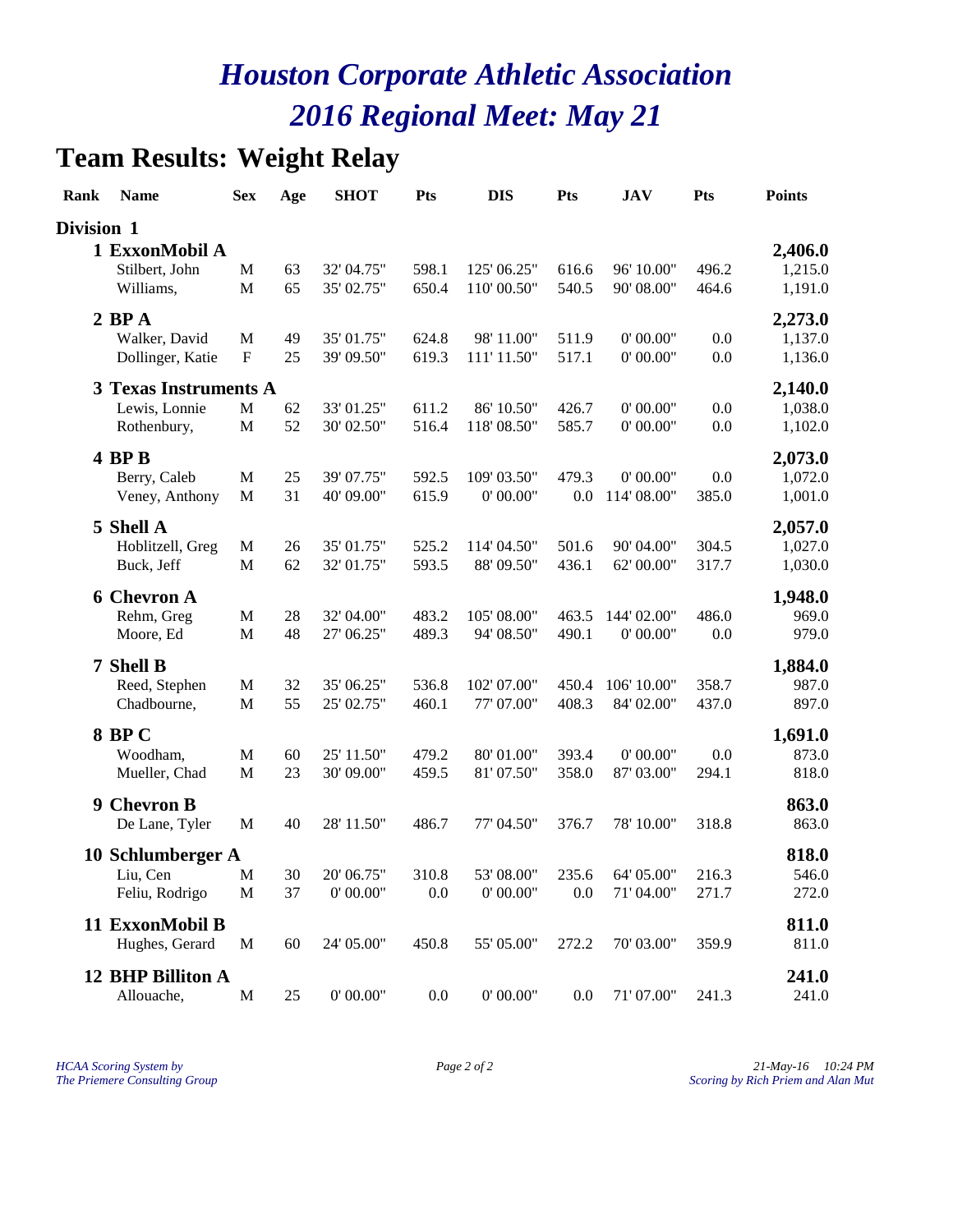# Houston Corporate Athletic Association
# 2016 Regional Meet: May 21

## Team Results: Weight Relay

| Rank | Name | Sex | Age | SHOT | Pts | DIS | Pts | JAV | Pts | Points |
|---|---|---|---|---|---|---|---|---|---|---|
| **Division 1** | | | | | | | | | | |
| **1** | **ExxonMobil A** | | | | | | | | | **2,406.0** |
| | Stilbert, John | M | 63 | 32' 04.75" | 598.1 | 125' 06.25" | 616.6 | 96' 10.00" | 496.2 | 1,215.0 |
| | Williams, | M | 65 | 35' 02.75" | 650.4 | 110' 00.50" | 540.5 | 90' 08.00" | 464.6 | 1,191.0 |
| **2** | **BP A** | | | | | | | | | **2,273.0** |
| | Walker, David | M | 49 | 35' 01.75" | 624.8 | 98' 11.00" | 511.9 | 0' 00.00" | 0.0 | 1,137.0 |
| | Dollinger, Katie | F | 25 | 39' 09.50" | 619.3 | 111' 11.50" | 517.1 | 0' 00.00" | 0.0 | 1,136.0 |
| **3** | **Texas Instruments A** | | | | | | | | | **2,140.0** |
| | Lewis, Lonnie | M | 62 | 33' 01.25" | 611.2 | 86' 10.50" | 426.7 | 0' 00.00" | 0.0 | 1,038.0 |
| | Rothenbury, | M | 52 | 30' 02.50" | 516.4 | 118' 08.50" | 585.7 | 0' 00.00" | 0.0 | 1,102.0 |
| **4** | **BP B** | | | | | | | | | **2,073.0** |
| | Berry, Caleb | M | 25 | 39' 07.75" | 592.5 | 109' 03.50" | 479.3 | 0' 00.00" | 0.0 | 1,072.0 |
| | Veney, Anthony | M | 31 | 40' 09.00" | 615.9 | 0' 00.00" | 0.0 | 114' 08.00" | 385.0 | 1,001.0 |
| **5** | **Shell A** | | | | | | | | | **2,057.0** |
| | Hoblitzell, Greg | M | 26 | 35' 01.75" | 525.2 | 114' 04.50" | 501.6 | 90' 04.00" | 304.5 | 1,027.0 |
| | Buck, Jeff | M | 62 | 32' 01.75" | 593.5 | 88' 09.50" | 436.1 | 62' 00.00" | 317.7 | 1,030.0 |
| **6** | **Chevron A** | | | | | | | | | **1,948.0** |
| | Rehm, Greg | M | 28 | 32' 04.00" | 483.2 | 105' 08.00" | 463.5 | 144' 02.00" | 486.0 | 969.0 |
| | Moore, Ed | M | 48 | 27' 06.25" | 489.3 | 94' 08.50" | 490.1 | 0' 00.00" | 0.0 | 979.0 |
| **7** | **Shell B** | | | | | | | | | **1,884.0** |
| | Reed, Stephen | M | 32 | 35' 06.25" | 536.8 | 102' 07.00" | 450.4 | 106' 10.00" | 358.7 | 987.0 |
| | Chadbourne, | M | 55 | 25' 02.75" | 460.1 | 77' 07.00" | 408.3 | 84' 02.00" | 437.0 | 897.0 |
| **8** | **BP C** | | | | | | | | | **1,691.0** |
| | Woodham, | M | 60 | 25' 11.50" | 479.2 | 80' 01.00" | 393.4 | 0' 00.00" | 0.0 | 873.0 |
| | Mueller, Chad | M | 23 | 30' 09.00" | 459.5 | 81' 07.50" | 358.0 | 87' 03.00" | 294.1 | 818.0 |
| **9** | **Chevron B** | | | | | | | | | **863.0** |
| | De Lane, Tyler | M | 40 | 28' 11.50" | 486.7 | 77' 04.50" | 376.7 | 78' 10.00" | 318.8 | 863.0 |
| **10** | **Schlumberger A** | | | | | | | | | **818.0** |
| | Liu, Cen | M | 30 | 20' 06.75" | 310.8 | 53' 08.00" | 235.6 | 64' 05.00" | 216.3 | 546.0 |
| | Feliu, Rodrigo | M | 37 | 0' 00.00" | 0.0 | 0' 00.00" | 0.0 | 71' 04.00" | 271.7 | 272.0 |
| **11** | **ExxonMobil B** | | | | | | | | | **811.0** |
| | Hughes, Gerard | M | 60 | 24' 05.00" | 450.8 | 55' 05.00" | 272.2 | 70' 03.00" | 359.9 | 811.0 |
| **12** | **BHP Billiton A** | | | | | | | | | **241.0** |
| | Allouache, | M | 25 | 0' 00.00" | 0.0 | 0' 00.00" | 0.0 | 71' 07.00" | 241.3 | 241.0 |

*HCAA Scoring System by*
*The Priemere Consulting Group*

*21-May-16 10:24 PM*
*Scoring by Rich Priem and Alan Mut*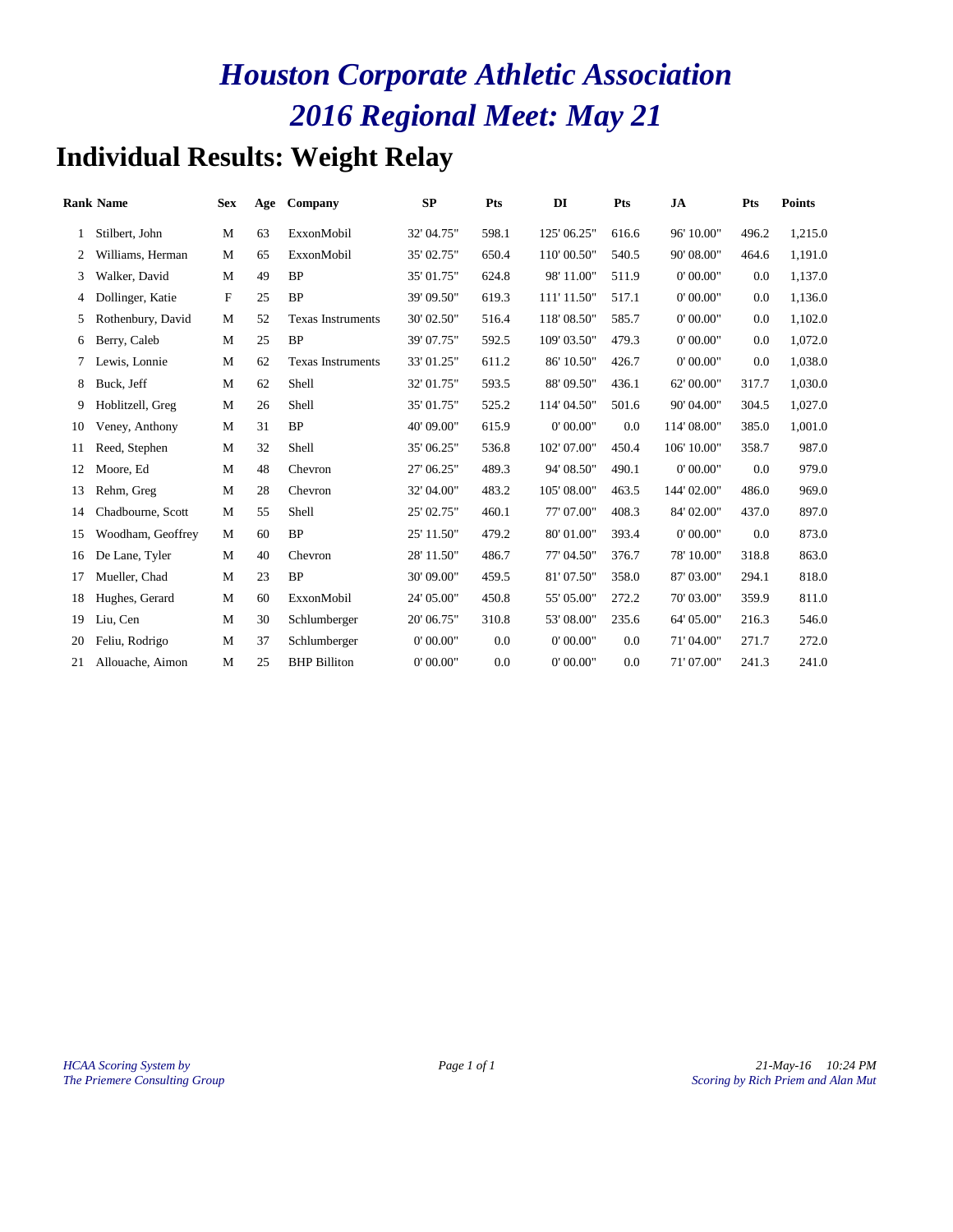# *Houston Corporate Athletic Association*
# *2016 Regional Meet: May 21*

## Individual Results: Weight Relay

| Rank | Name | Sex | Age | Company | SP | Pts | DI | Pts | JA | Pts | Points |
|---|---|---|---|---|---|---|---|---|---|---|---|
| 1 | Stilbert, John | M | 63 | ExxonMobil | 32' 04.75" | 598.1 | 125' 06.25" | 616.6 | 96' 10.00" | 496.2 | 1,215.0 |
| 2 | Williams, Herman | M | 65 | ExxonMobil | 35' 02.75" | 650.4 | 110' 00.50" | 540.5 | 90' 08.00" | 464.6 | 1,191.0 |
| 3 | Walker, David | M | 49 | BP | 35' 01.75" | 624.8 | 98' 11.00" | 511.9 | 0' 00.00" | 0.0 | 1,137.0 |
| 4 | Dollinger, Katie | F | 25 | BP | 39' 09.50" | 619.3 | 111' 11.50" | 517.1 | 0' 00.00" | 0.0 | 1,136.0 |
| 5 | Rothenbury, David | M | 52 | Texas Instruments | 30' 02.50" | 516.4 | 118' 08.50" | 585.7 | 0' 00.00" | 0.0 | 1,102.0 |
| 6 | Berry, Caleb | M | 25 | BP | 39' 07.75" | 592.5 | 109' 03.50" | 479.3 | 0' 00.00" | 0.0 | 1,072.0 |
| 7 | Lewis, Lonnie | M | 62 | Texas Instruments | 33' 01.25" | 611.2 | 86' 10.50" | 426.7 | 0' 00.00" | 0.0 | 1,038.0 |
| 8 | Buck, Jeff | M | 62 | Shell | 32' 01.75" | 593.5 | 88' 09.50" | 436.1 | 62' 00.00" | 317.7 | 1,030.0 |
| 9 | Hoblitzell, Greg | M | 26 | Shell | 35' 01.75" | 525.2 | 114' 04.50" | 501.6 | 90' 04.00" | 304.5 | 1,027.0 |
| 10 | Veney, Anthony | M | 31 | BP | 40' 09.00" | 615.9 | 0' 00.00" | 0.0 | 114' 08.00" | 385.0 | 1,001.0 |
| 11 | Reed, Stephen | M | 32 | Shell | 35' 06.25" | 536.8 | 102' 07.00" | 450.4 | 106' 10.00" | 358.7 | 987.0 |
| 12 | Moore, Ed | M | 48 | Chevron | 27' 06.25" | 489.3 | 94' 08.50" | 490.1 | 0' 00.00" | 0.0 | 979.0 |
| 13 | Rehm, Greg | M | 28 | Chevron | 32' 04.00" | 483.2 | 105' 08.00" | 463.5 | 144' 02.00" | 486.0 | 969.0 |
| 14 | Chadbourne, Scott | M | 55 | Shell | 25' 02.75" | 460.1 | 77' 07.00" | 408.3 | 84' 02.00" | 437.0 | 897.0 |
| 15 | Woodham, Geoffrey | M | 60 | BP | 25' 11.50" | 479.2 | 80' 01.00" | 393.4 | 0' 00.00" | 0.0 | 873.0 |
| 16 | De Lane, Tyler | M | 40 | Chevron | 28' 11.50" | 486.7 | 77' 04.50" | 376.7 | 78' 10.00" | 318.8 | 863.0 |
| 17 | Mueller, Chad | M | 23 | BP | 30' 09.00" | 459.5 | 81' 07.50" | 358.0 | 87' 03.00" | 294.1 | 818.0 |
| 18 | Hughes, Gerard | M | 60 | ExxonMobil | 24' 05.00" | 450.8 | 55' 05.00" | 272.2 | 70' 03.00" | 359.9 | 811.0 |
| 19 | Liu, Cen | M | 30 | Schlumberger | 20' 06.75" | 310.8 | 53' 08.00" | 235.6 | 64' 05.00" | 216.3 | 546.0 |
| 20 | Feliu, Rodrigo | M | 37 | Schlumberger | 0' 00.00" | 0.0 | 0' 00.00" | 0.0 | 71' 04.00" | 271.7 | 272.0 |
| 21 | Allouache, Aimon | M | 25 | BHP Billiton | 0' 00.00" | 0.0 | 0' 00.00" | 0.0 | 71' 07.00" | 241.3 | 241.0 |

*HCAA Scoring System by*
*The Priemere Consulting Group*

*21-May-16 10:24 PM*
*Scoring by Rich Priem and Alan Mut*